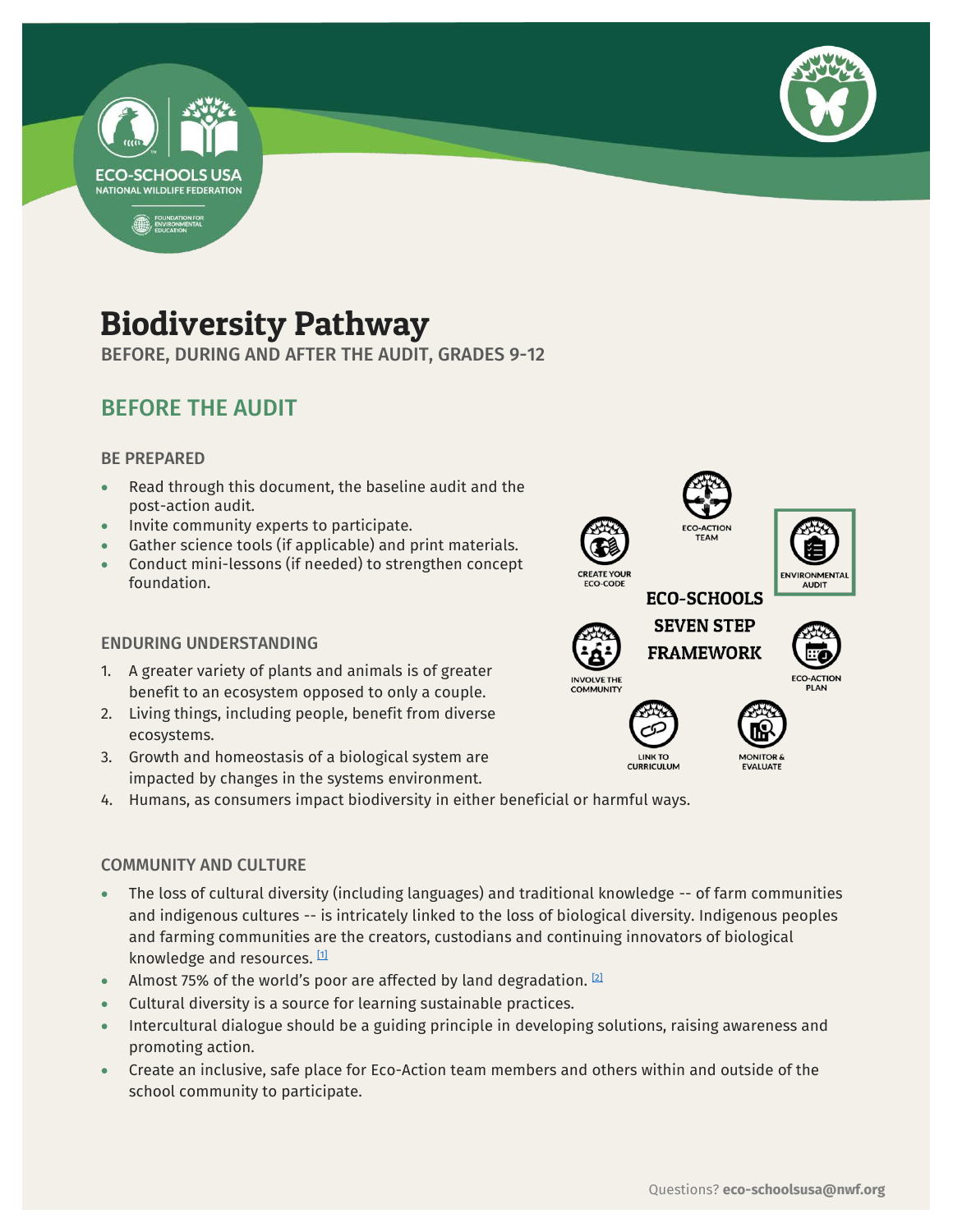# Biodiversity Pathway

BEFORE, DURING AND AFTER THE AUDIT, GRADES 9-12

## BEFORE THE AUDIT

### BE PREPARED

- Read through this document, the baseline audit and the post-action audit.
- Invite community experts to participate.
- Gather science tools (if applicable) and print materials.
- Conduct mini-lessons (if needed) to strengthen concept foundation.

ECO-SCHOOLS SEVEN STEP FRAMEWORK

ECO-ACTION TEAM · ENVIRONMENTAL AUDIT · ECO-ACTION PLAN · MONITOR & EVALUATE · LINK TO CURRICULUM · INVOLVE THE COMMUNITY · CREATE YOUR ECO-CODE

### ENDURING UNDERSTANDING

1. A greater variety of plants and animals is of greater benefit to an ecosystem opposed to only a couple.
2. Living things, including people, benefit from diverse ecosystems.
3. Growth and homeostasis of a biological system are impacted by changes in the systems environment.
4. Humans, as consumers impact biodiversity in either beneficial or harmful ways.

### COMMUNITY AND CULTURE

- The loss of cultural diversity (including languages) and traditional knowledge -- of farm communities and indigenous cultures -- is intricately linked to the loss of biological diversity. Indigenous peoples and farming communities are the creators, custodians and continuing innovators of biological knowledge and resources. [1]
- Almost 75% of the world's poor are affected by land degradation. [2]
- Cultural diversity is a source for learning sustainable practices.
- Intercultural dialogue should be a guiding principle in developing solutions, raising awareness and promoting action.
- Create an inclusive, safe place for Eco-Action team members and others within and outside of the school community to participate.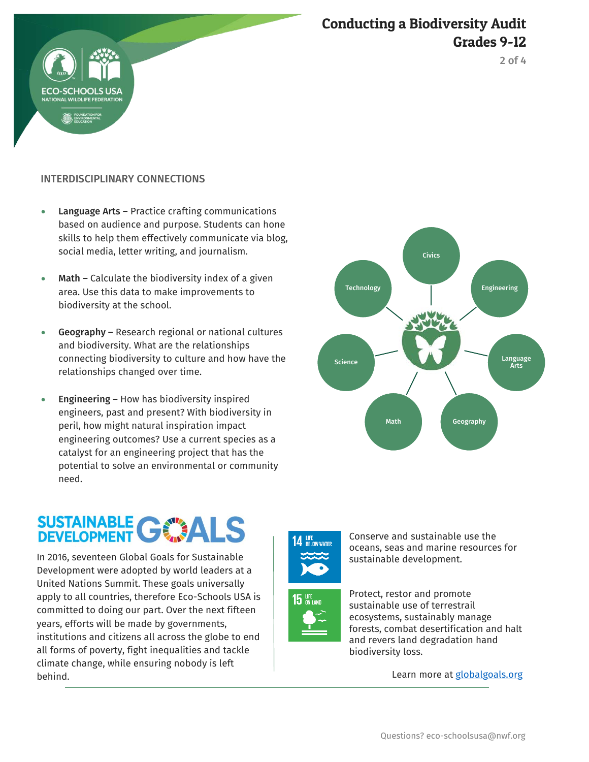## INTERDISCIPLINARY CONNECTIONS

- **Language Arts –** Practice crafting communications based on audience and purpose. Students can hone skills to help them effectively communicate via blog, social media, letter writing, and journalism.
- **Math –** Calculate the biodiversity index of a given area. Use this data to make improvements to biodiversity at the school.
- **Geography –** Research regional or national cultures and biodiversity. What are the relationships connecting biodiversity to culture and how have the relationships changed over time.
- **Engineering –** How has biodiversity inspired engineers, past and present? With biodiversity in peril, how might natural inspiration impact engineering outcomes? Use a current species as a catalyst for an engineering project that has the potential to solve an environmental or community need.

Civics
Technology
Engineering
Science
Language Arts
Math
Geography

## SUSTAINABLE DEVELOPMENT GOALS

In 2016, seventeen Global Goals for Sustainable Development were adopted by world leaders at a United Nations Summit. These goals universally apply to all countries, therefore Eco-Schools USA is committed to doing our part. Over the next fifteen years, efforts will be made by governments, institutions and citizens all across the globe to end all forms of poverty, fight inequalities and tackle climate change, while ensuring nobody is left behind.

14 LIFE BELOW WATER

Conserve and sustainable use the oceans, seas and marine resources for sustainable development.

15 LIFE ON LAND

Protect, restor and promote sustainable use of terrestrail ecosystems, sustainably manage forests, combat desertification and halt and revers land degradation hand biodiversity loss.

Learn more at [globalgoals.org](globalgoals.org)

Questions? eco-schoolsusa@nwf.org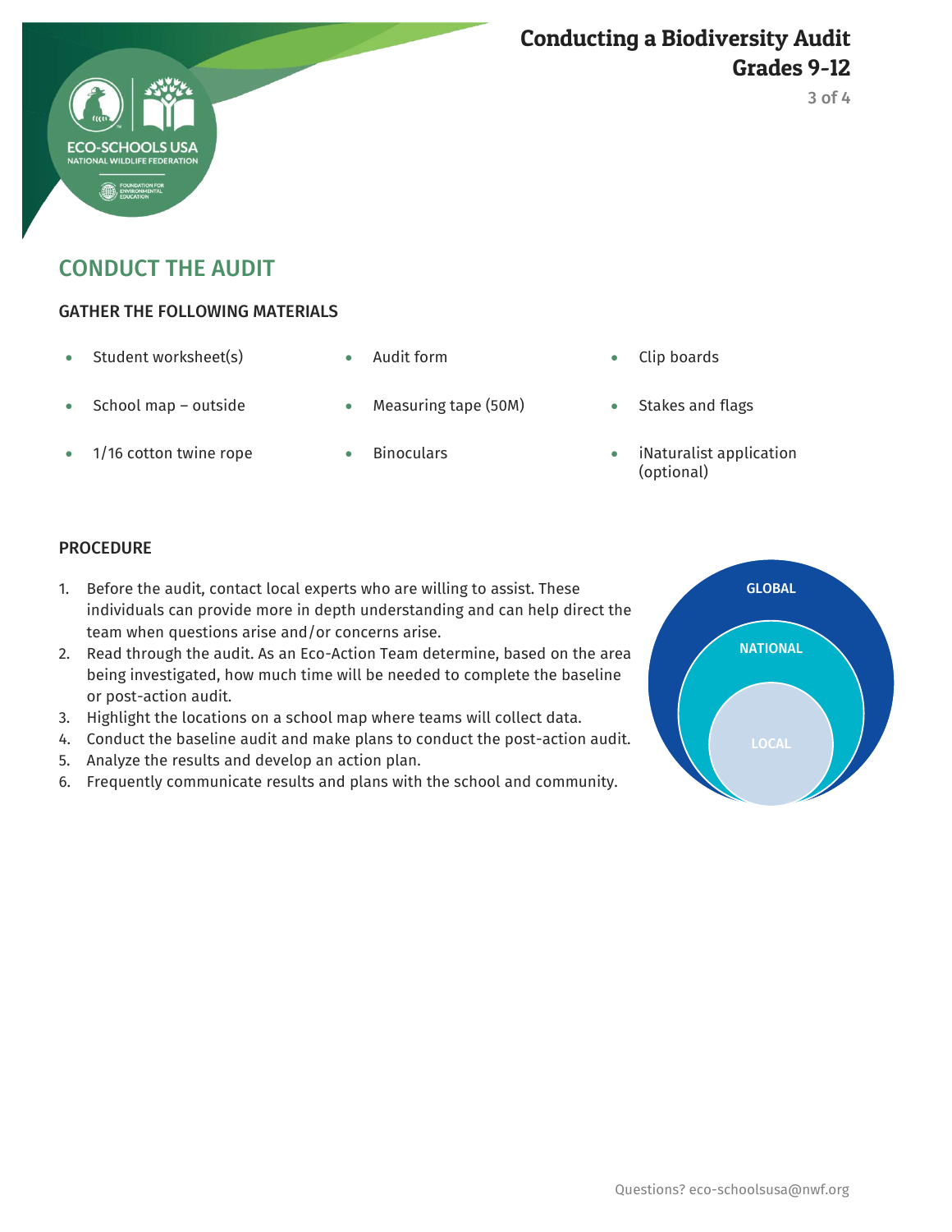## CONDUCT THE AUDIT

### GATHER THE FOLLOWING MATERIALS

- Student worksheet(s)
- Audit form
- Clip boards
- School map – outside
- Measuring tape (50M)
- Stakes and flags
- 1/16 cotton twine rope
- Binoculars
- iNaturalist application (optional)

### PROCEDURE

1. Before the audit, contact local experts who are willing to assist. These individuals can provide more in depth understanding and can help direct the team when questions arise and/or concerns arise.
2. Read through the audit. As an Eco-Action Team determine, based on the area being investigated, how much time will be needed to complete the baseline or post-action audit.
3. Highlight the locations on a school map where teams will collect data.
4. Conduct the baseline audit and make plans to conduct the post-action audit.
5. Analyze the results and develop an action plan.
6. Frequently communicate results and plans with the school and community.

GLOBAL

NATIONAL

LOCAL

Questions? eco-schoolsusa@nwf.org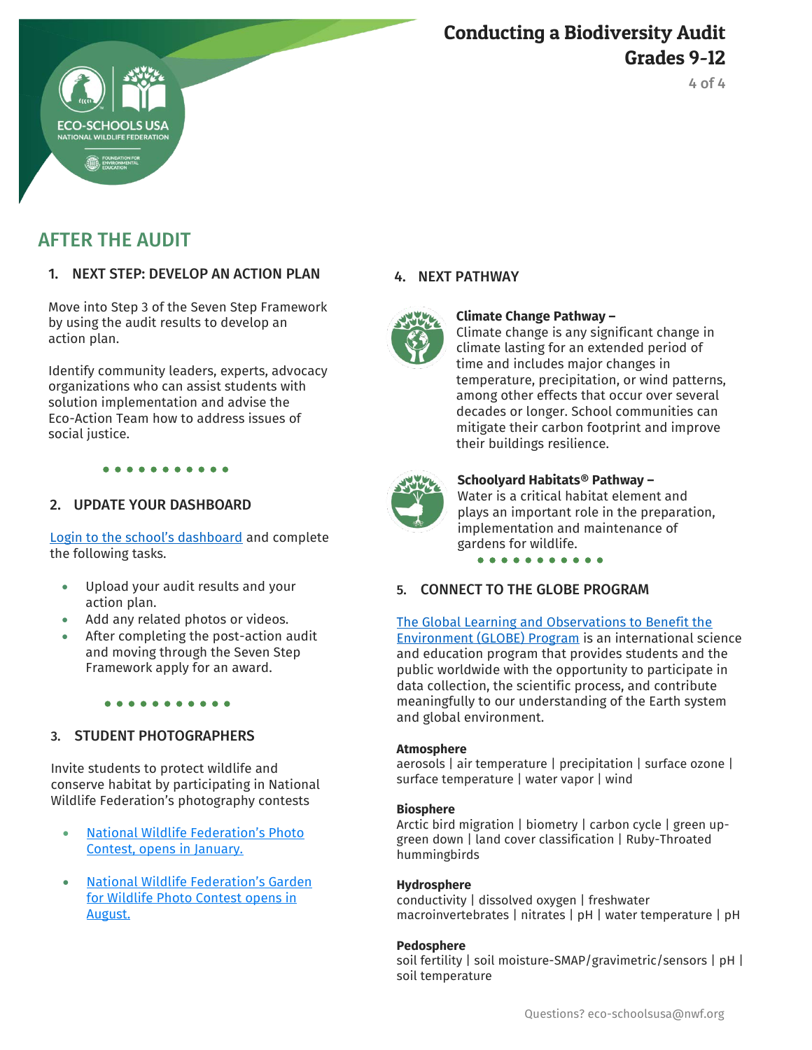# Conducting a Biodiversity Audit Grades 9-12

## AFTER THE AUDIT

### 1. NEXT STEP: DEVELOP AN ACTION PLAN

Move into Step 3 of the Seven Step Framework by using the audit results to develop an action plan.

Identify community leaders, experts, advocacy organizations who can assist students with solution implementation and advise the Eco-Action Team how to address issues of social justice.

### 2. UPDATE YOUR DASHBOARD

Login to the school's dashboard and complete the following tasks.

- Upload your audit results and your action plan.
- Add any related photos or videos.
- After completing the post-action audit and moving through the Seven Step Framework apply for an award.

### 3. STUDENT PHOTOGRAPHERS

Invite students to protect wildlife and conserve habitat by participating in National Wildlife Federation's photography contests

- National Wildlife Federation's Photo Contest, opens in January.
- National Wildlife Federation's Garden for Wildlife Photo Contest opens in August.

### 4. NEXT PATHWAY

**Climate Change Pathway –**
Climate change is any significant change in climate lasting for an extended period of time and includes major changes in temperature, precipitation, or wind patterns, among other effects that occur over several decades or longer. School communities can mitigate their carbon footprint and improve their buildings resilience.

**Schoolyard Habitats® Pathway –**
Water is a critical habitat element and plays an important role in the preparation, implementation and maintenance of gardens for wildlife.

### 5. CONNECT TO THE GLOBE PROGRAM

The Global Learning and Observations to Benefit the Environment (GLOBE) Program is an international science and education program that provides students and the public worldwide with the opportunity to participate in data collection, the scientific process, and contribute meaningfully to our understanding of the Earth system and global environment.

**Atmosphere**
aerosols | air temperature | precipitation | surface ozone | surface temperature | water vapor | wind

**Biosphere**
Arctic bird migration | biometry | carbon cycle | green up-green down | land cover classification | Ruby-Throated hummingbirds

**Hydrosphere**
conductivity | dissolved oxygen | freshwater macroinvertebrates | nitrates | pH | water temperature | pH

**Pedosphere**
soil fertility | soil moisture-SMAP/gravimetric/sensors | pH | soil temperature

Questions? eco-schoolsusa@nwf.org